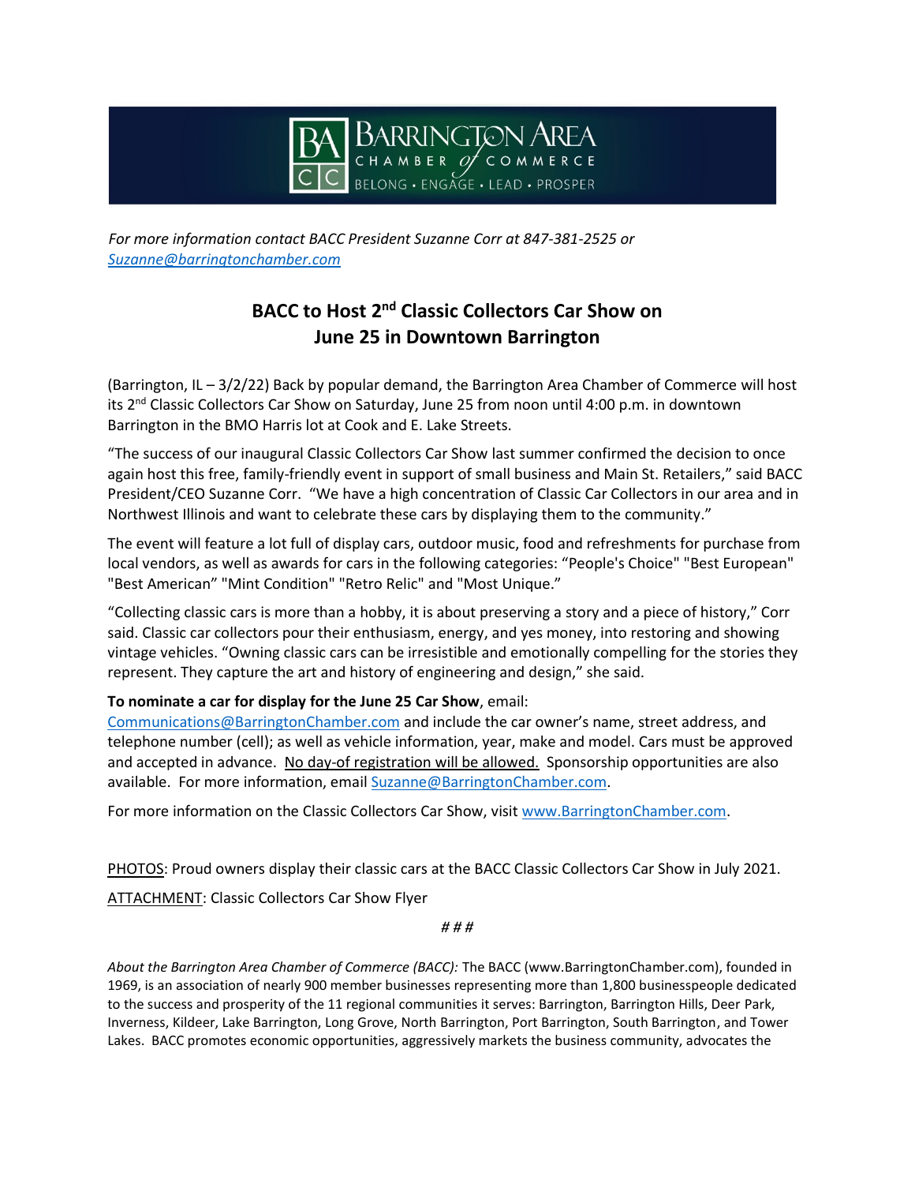*For more information contact BACC President Suzanne Corr at 847-381-2525 or [Suzanne@barringtonchamber.com](mailto:Suzanne@barringtonchamber.com)*

# BACC to Host 2nd Classic Collectors Car Show on June 25 in Downtown Barrington

(Barrington, IL – 3/2/22) Back by popular demand, the Barrington Area Chamber of Commerce will host its 2nd Classic Collectors Car Show on Saturday, June 25 from noon until 4:00 p.m. in downtown Barrington in the BMO Harris lot at Cook and E. Lake Streets.

"The success of our inaugural Classic Collectors Car Show last summer confirmed the decision to once again host this free, family-friendly event in support of small business and Main St. Retailers," said BACC President/CEO Suzanne Corr. "We have a high concentration of Classic Car Collectors in our area and in Northwest Illinois and want to celebrate these cars by displaying them to the community."

The event will feature a lot full of display cars, outdoor music, food and refreshments for purchase from local vendors, as well as awards for cars in the following categories: "People's Choice" "Best European" "Best American" "Mint Condition" "Retro Relic" and "Most Unique."

"Collecting classic cars is more than a hobby, it is about preserving a story and a piece of history," Corr said. Classic car collectors pour their enthusiasm, energy, and yes money, into restoring and showing vintage vehicles. "Owning classic cars can be irresistible and emotionally compelling for the stories they represent. They capture the art and history of engineering and design," she said.

**To nominate a car for display for the June 25 Car Show**, email: [Communications@BarringtonChamber.com](mailto:Communications@BarringtonChamber.com) and include the car owner's name, street address, and telephone number (cell); as well as vehicle information, year, make and model. Cars must be approved and accepted in advance. <u>No day-of registration will be allowed.</u> Sponsorship opportunities are also available. For more information, email [Suzanne@BarringtonChamber.com](mailto:Suzanne@BarringtonChamber.com).

For more information on the Classic Collectors Car Show, visit [www.BarringtonChamber.com](http://www.BarringtonChamber.com).

<u>PHOTOS</u>: Proud owners display their classic cars at the BACC Classic Collectors Car Show in July 2021.

<u>ATTACHMENT</u>: Classic Collectors Car Show Flyer

*# # #*

*About the Barrington Area Chamber of Commerce (BACC):* The BACC (www.BarringtonChamber.com), founded in 1969, is an association of nearly 900 member businesses representing more than 1,800 businesspeople dedicated to the success and prosperity of the 11 regional communities it serves: Barrington, Barrington Hills, Deer Park, Inverness, Kildeer, Lake Barrington, Long Grove, North Barrington, Port Barrington, South Barrington, and Tower Lakes. BACC promotes economic opportunities, aggressively markets the business community, advocates the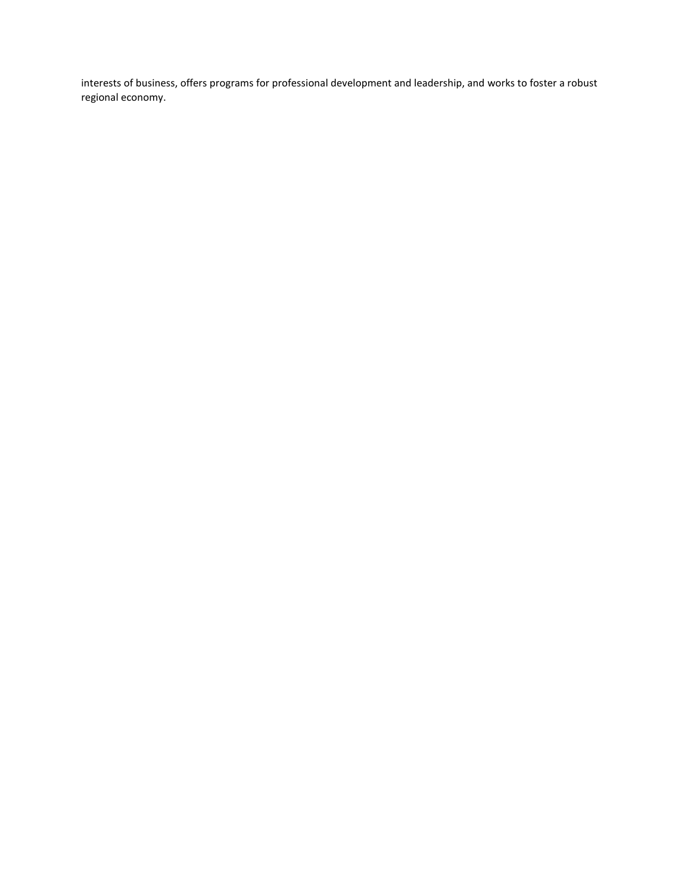interests of business, offers programs for professional development and leadership, and works to foster a robust regional economy.